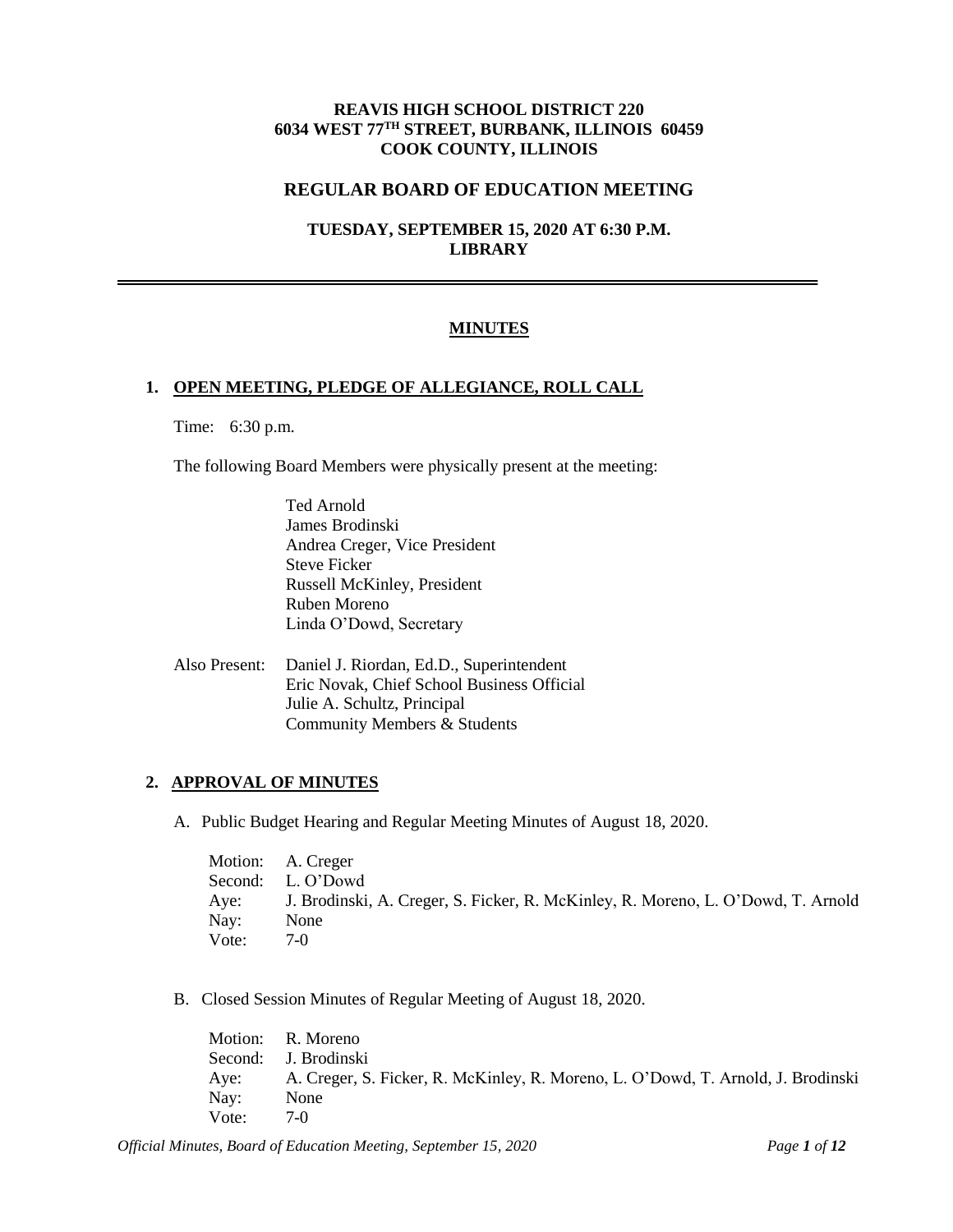**REAVIS HIGH SCHOOL DISTRICT 220**
**6034 WEST 77TH STREET, BURBANK, ILLINOIS 60459**
**COOK COUNTY, ILLINOIS**

## REGULAR BOARD OF EDUCATION MEETING

**TUESDAY, SEPTEMBER 15, 2020 AT 6:30 P.M.**
**LIBRARY**

---

## MINUTES

### 1. OPEN MEETING, PLEDGE OF ALLEGIANCE, ROLL CALL

Time: 6:30 p.m.

The following Board Members were physically present at the meeting:

Ted Arnold
James Brodinski
Andrea Creger, Vice President
Steve Ficker
Russell McKinley, President
Ruben Moreno
Linda O'Dowd, Secretary

Also Present: Daniel J. Riordan, Ed.D., Superintendent
Eric Novak, Chief School Business Official
Julie A. Schultz, Principal
Community Members & Students

### 2. APPROVAL OF MINUTES

A. Public Budget Hearing and Regular Meeting Minutes of August 18, 2020.

Motion: A. Creger
Second: L. O'Dowd
Aye: J. Brodinski, A. Creger, S. Ficker, R. McKinley, R. Moreno, L. O'Dowd, T. Arnold
Nay: None
Vote: 7-0

B. Closed Session Minutes of Regular Meeting of August 18, 2020.

Motion: R. Moreno
Second: J. Brodinski
Aye: A. Creger, S. Ficker, R. McKinley, R. Moreno, L. O'Dowd, T. Arnold, J. Brodinski
Nay: None
Vote: 7-0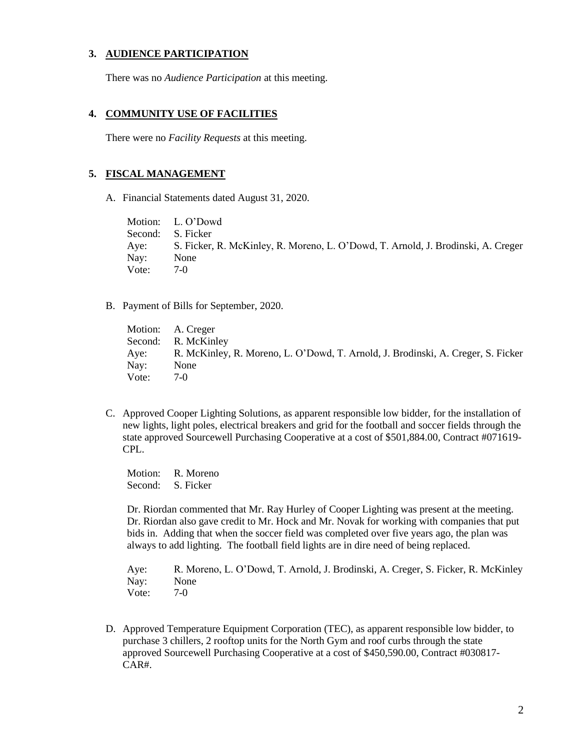## 3. AUDIENCE PARTICIPATION

There was no *Audience Participation* at this meeting.

## 4. COMMUNITY USE OF FACILITIES

There were no *Facility Requests* at this meeting.

## 5. FISCAL MANAGEMENT

A. Financial Statements dated August 31, 2020.

Motion: L. O'Dowd
Second: S. Ficker
Aye: S. Ficker, R. McKinley, R. Moreno, L. O'Dowd, T. Arnold, J. Brodinski, A. Creger
Nay: None
Vote: 7-0

B. Payment of Bills for September, 2020.

Motion: A. Creger
Second: R. McKinley
Aye: R. McKinley, R. Moreno, L. O'Dowd, T. Arnold, J. Brodinski, A. Creger, S. Ficker
Nay: None
Vote: 7-0

C. Approved Cooper Lighting Solutions, as apparent responsible low bidder, for the installation of new lights, light poles, electrical breakers and grid for the football and soccer fields through the state approved Sourcewell Purchasing Cooperative at a cost of $501,884.00, Contract #071619-CPL.

Motion: R. Moreno
Second: S. Ficker

Dr. Riordan commented that Mr. Ray Hurley of Cooper Lighting was present at the meeting. Dr. Riordan also gave credit to Mr. Hock and Mr. Novak for working with companies that put bids in. Adding that when the soccer field was completed over five years ago, the plan was always to add lighting. The football field lights are in dire need of being replaced.

Aye: R. Moreno, L. O'Dowd, T. Arnold, J. Brodinski, A. Creger, S. Ficker, R. McKinley
Nay: None
Vote: 7-0

D. Approved Temperature Equipment Corporation (TEC), as apparent responsible low bidder, to purchase 3 chillers, 2 rooftop units for the North Gym and roof curbs through the state approved Sourcewell Purchasing Cooperative at a cost of $450,590.00, Contract #030817-CAR#.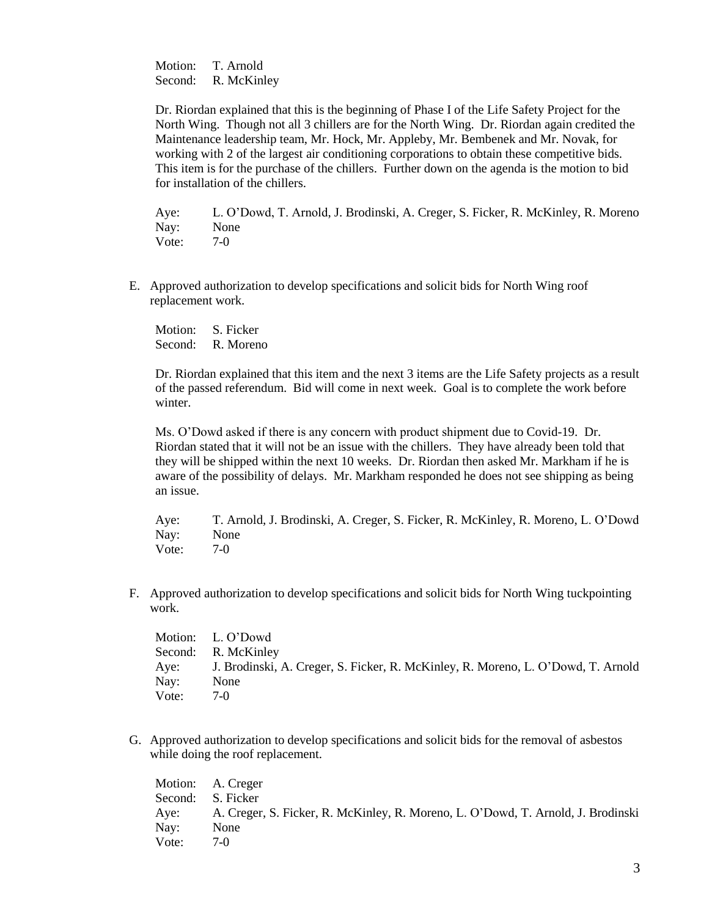Motion: T. Arnold
Second: R. McKinley

Dr. Riordan explained that this is the beginning of Phase I of the Life Safety Project for the North Wing. Though not all 3 chillers are for the North Wing. Dr. Riordan again credited the Maintenance leadership team, Mr. Hock, Mr. Appleby, Mr. Bembenek and Mr. Novak, for working with 2 of the largest air conditioning corporations to obtain these competitive bids. This item is for the purchase of the chillers. Further down on the agenda is the motion to bid for installation of the chillers.

Aye: L. O'Dowd, T. Arnold, J. Brodinski, A. Creger, S. Ficker, R. McKinley, R. Moreno
Nay: None
Vote: 7-0

E. Approved authorization to develop specifications and solicit bids for North Wing roof replacement work.

Motion: S. Ficker
Second: R. Moreno

Dr. Riordan explained that this item and the next 3 items are the Life Safety projects as a result of the passed referendum. Bid will come in next week. Goal is to complete the work before winter.

Ms. O'Dowd asked if there is any concern with product shipment due to Covid-19. Dr. Riordan stated that it will not be an issue with the chillers. They have already been told that they will be shipped within the next 10 weeks. Dr. Riordan then asked Mr. Markham if he is aware of the possibility of delays. Mr. Markham responded he does not see shipping as being an issue.

Aye: T. Arnold, J. Brodinski, A. Creger, S. Ficker, R. McKinley, R. Moreno, L. O'Dowd
Nay: None
Vote: 7-0

F. Approved authorization to develop specifications and solicit bids for North Wing tuckpointing work.

Motion: L. O'Dowd
Second: R. McKinley
Aye: J. Brodinski, A. Creger, S. Ficker, R. McKinley, R. Moreno, L. O'Dowd, T. Arnold
Nay: None
Vote: 7-0

G. Approved authorization to develop specifications and solicit bids for the removal of asbestos while doing the roof replacement.

Motion: A. Creger
Second: S. Ficker
Aye: A. Creger, S. Ficker, R. McKinley, R. Moreno, L. O'Dowd, T. Arnold, J. Brodinski
Nay: None
Vote: 7-0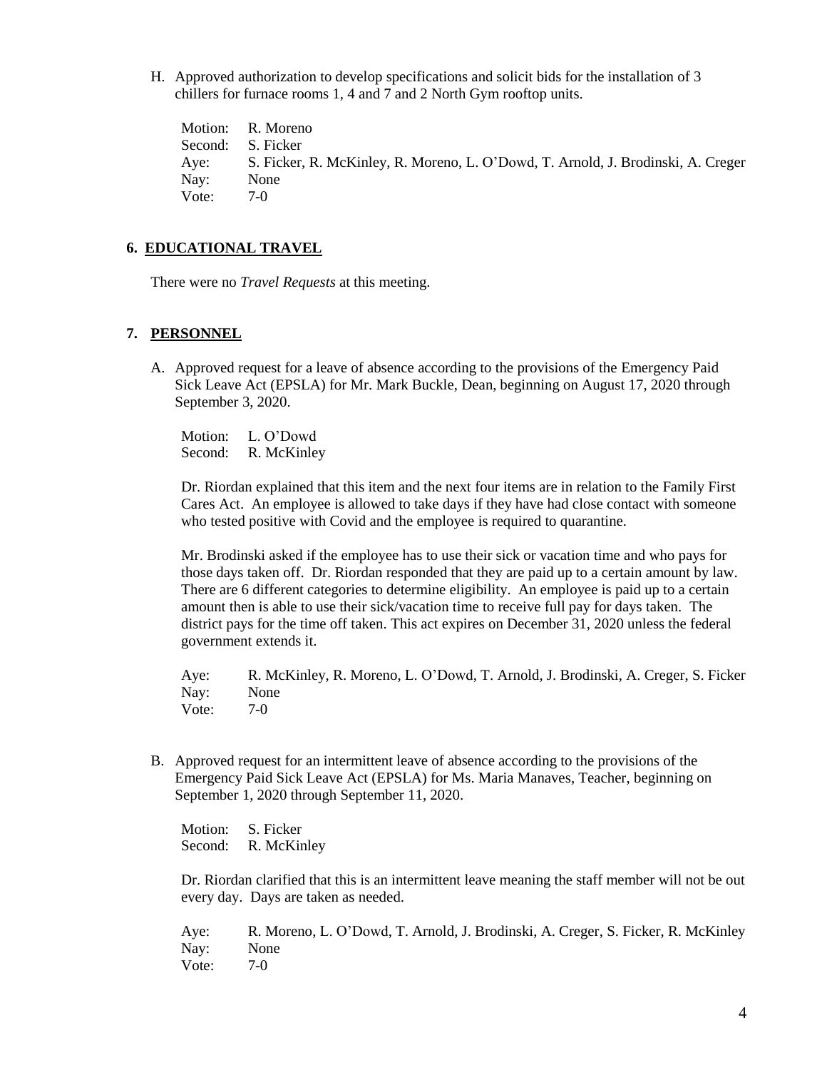H. Approved authorization to develop specifications and solicit bids for the installation of 3 chillers for furnace rooms 1, 4 and 7 and 2 North Gym rooftop units.

Motion: R. Moreno
Second: S. Ficker
Aye: S. Ficker, R. McKinley, R. Moreno, L. O'Dowd, T. Arnold, J. Brodinski, A. Creger
Nay: None
Vote: 7-0

## 6. EDUCATIONAL TRAVEL

There were no *Travel Requests* at this meeting.

## 7. PERSONNEL

A. Approved request for a leave of absence according to the provisions of the Emergency Paid Sick Leave Act (EPSLA) for Mr. Mark Buckle, Dean, beginning on August 17, 2020 through September 3, 2020.

Motion: L. O'Dowd
Second: R. McKinley

Dr. Riordan explained that this item and the next four items are in relation to the Family First Cares Act. An employee is allowed to take days if they have had close contact with someone who tested positive with Covid and the employee is required to quarantine.

Mr. Brodinski asked if the employee has to use their sick or vacation time and who pays for those days taken off. Dr. Riordan responded that they are paid up to a certain amount by law. There are 6 different categories to determine eligibility. An employee is paid up to a certain amount then is able to use their sick/vacation time to receive full pay for days taken. The district pays for the time off taken. This act expires on December 31, 2020 unless the federal government extends it.

Aye: R. McKinley, R. Moreno, L. O'Dowd, T. Arnold, J. Brodinski, A. Creger, S. Ficker
Nay: None
Vote: 7-0

B. Approved request for an intermittent leave of absence according to the provisions of the Emergency Paid Sick Leave Act (EPSLA) for Ms. Maria Manaves, Teacher, beginning on September 1, 2020 through September 11, 2020.

Motion: S. Ficker
Second: R. McKinley

Dr. Riordan clarified that this is an intermittent leave meaning the staff member will not be out every day. Days are taken as needed.

Aye: R. Moreno, L. O'Dowd, T. Arnold, J. Brodinski, A. Creger, S. Ficker, R. McKinley
Nay: None
Vote: 7-0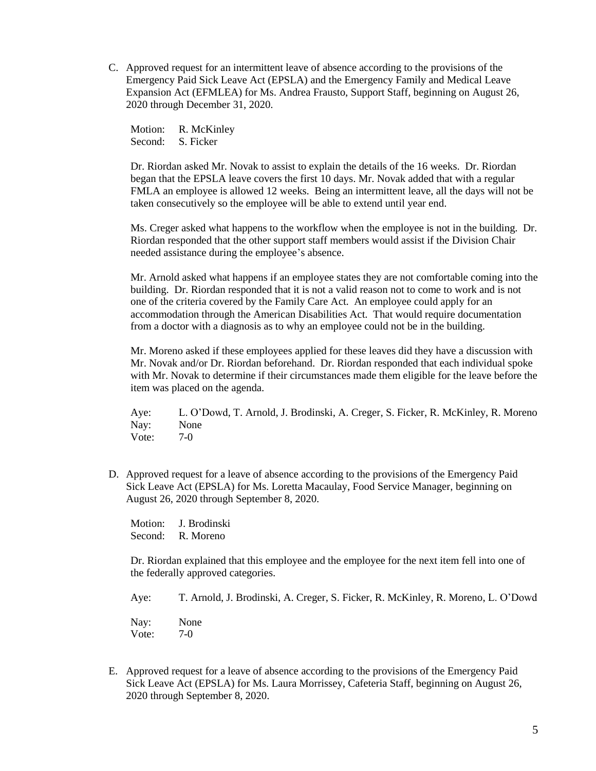C. Approved request for an intermittent leave of absence according to the provisions of the Emergency Paid Sick Leave Act (EPSLA) and the Emergency Family and Medical Leave Expansion Act (EFMLEA) for Ms. Andrea Frausto, Support Staff, beginning on August 26, 2020 through December 31, 2020.

   Motion: R. McKinley
   Second: S. Ficker

   Dr. Riordan asked Mr. Novak to assist to explain the details of the 16 weeks. Dr. Riordan began that the EPSLA leave covers the first 10 days. Mr. Novak added that with a regular FMLA an employee is allowed 12 weeks. Being an intermittent leave, all the days will not be taken consecutively so the employee will be able to extend until year end.

   Ms. Creger asked what happens to the workflow when the employee is not in the building. Dr. Riordan responded that the other support staff members would assist if the Division Chair needed assistance during the employee's absence.

   Mr. Arnold asked what happens if an employee states they are not comfortable coming into the building. Dr. Riordan responded that it is not a valid reason not to come to work and is not one of the criteria covered by the Family Care Act. An employee could apply for an accommodation through the American Disabilities Act. That would require documentation from a doctor with a diagnosis as to why an employee could not be in the building.

   Mr. Moreno asked if these employees applied for these leaves did they have a discussion with Mr. Novak and/or Dr. Riordan beforehand. Dr. Riordan responded that each individual spoke with Mr. Novak to determine if their circumstances made them eligible for the leave before the item was placed on the agenda.

   Aye: L. O'Dowd, T. Arnold, J. Brodinski, A. Creger, S. Ficker, R. McKinley, R. Moreno
   Nay: None
   Vote: 7-0

D. Approved request for a leave of absence according to the provisions of the Emergency Paid Sick Leave Act (EPSLA) for Ms. Loretta Macaulay, Food Service Manager, beginning on August 26, 2020 through September 8, 2020.

   Motion: J. Brodinski
   Second: R. Moreno

   Dr. Riordan explained that this employee and the employee for the next item fell into one of the federally approved categories.

   Aye: T. Arnold, J. Brodinski, A. Creger, S. Ficker, R. McKinley, R. Moreno, L. O'Dowd

   Nay: None
   Vote: 7-0

E. Approved request for a leave of absence according to the provisions of the Emergency Paid Sick Leave Act (EPSLA) for Ms. Laura Morrissey, Cafeteria Staff, beginning on August 26, 2020 through September 8, 2020.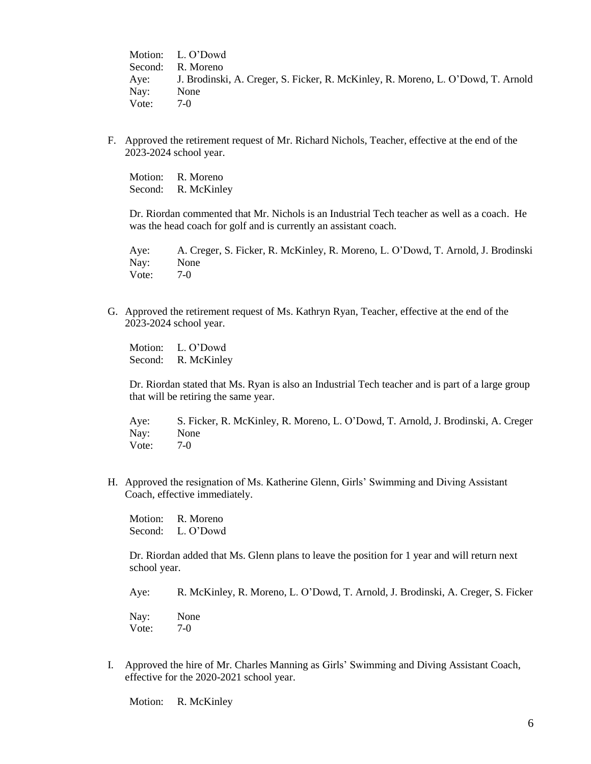Motion: L. O'Dowd
Second: R. Moreno
Aye: J. Brodinski, A. Creger, S. Ficker, R. McKinley, R. Moreno, L. O'Dowd, T. Arnold
Nay: None
Vote: 7-0

F. Approved the retirement request of Mr. Richard Nichols, Teacher, effective at the end of the 2023-2024 school year.

Motion: R. Moreno
Second: R. McKinley

Dr. Riordan commented that Mr. Nichols is an Industrial Tech teacher as well as a coach. He was the head coach for golf and is currently an assistant coach.

Aye: A. Creger, S. Ficker, R. McKinley, R. Moreno, L. O'Dowd, T. Arnold, J. Brodinski
Nay: None
Vote: 7-0

G. Approved the retirement request of Ms. Kathryn Ryan, Teacher, effective at the end of the 2023-2024 school year.

Motion: L. O'Dowd
Second: R. McKinley

Dr. Riordan stated that Ms. Ryan is also an Industrial Tech teacher and is part of a large group that will be retiring the same year.

Aye: S. Ficker, R. McKinley, R. Moreno, L. O'Dowd, T. Arnold, J. Brodinski, A. Creger
Nay: None
Vote: 7-0

H. Approved the resignation of Ms. Katherine Glenn, Girls' Swimming and Diving Assistant Coach, effective immediately.

Motion: R. Moreno
Second: L. O'Dowd

Dr. Riordan added that Ms. Glenn plans to leave the position for 1 year and will return next school year.

Aye: R. McKinley, R. Moreno, L. O'Dowd, T. Arnold, J. Brodinski, A. Creger, S. Ficker

Nay: None
Vote: 7-0

I. Approved the hire of Mr. Charles Manning as Girls' Swimming and Diving Assistant Coach, effective for the 2020-2021 school year.

Motion: R. McKinley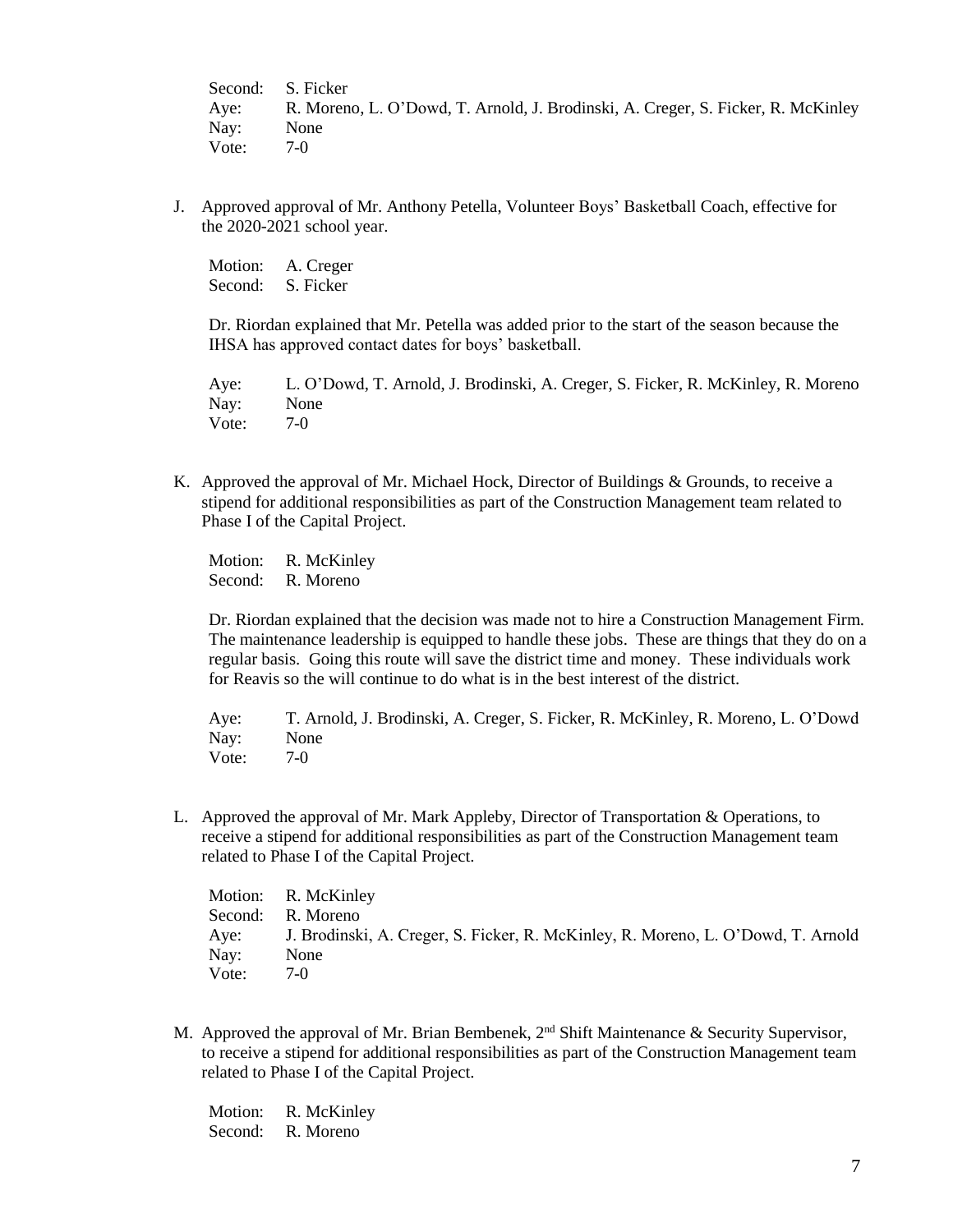Second: S. Ficker
Aye: R. Moreno, L. O'Dowd, T. Arnold, J. Brodinski, A. Creger, S. Ficker, R. McKinley
Nay: None
Vote: 7-0

J. Approved approval of Mr. Anthony Petella, Volunteer Boys' Basketball Coach, effective for the 2020-2021 school year.

Motion: A. Creger
Second: S. Ficker

Dr. Riordan explained that Mr. Petella was added prior to the start of the season because the IHSA has approved contact dates for boys' basketball.

Aye: L. O'Dowd, T. Arnold, J. Brodinski, A. Creger, S. Ficker, R. McKinley, R. Moreno
Nay: None
Vote: 7-0

K. Approved the approval of Mr. Michael Hock, Director of Buildings & Grounds, to receive a stipend for additional responsibilities as part of the Construction Management team related to Phase I of the Capital Project.

Motion: R. McKinley
Second: R. Moreno

Dr. Riordan explained that the decision was made not to hire a Construction Management Firm. The maintenance leadership is equipped to handle these jobs. These are things that they do on a regular basis. Going this route will save the district time and money. These individuals work for Reavis so the will continue to do what is in the best interest of the district.

Aye: T. Arnold, J. Brodinski, A. Creger, S. Ficker, R. McKinley, R. Moreno, L. O'Dowd
Nay: None
Vote: 7-0

L. Approved the approval of Mr. Mark Appleby, Director of Transportation & Operations, to receive a stipend for additional responsibilities as part of the Construction Management team related to Phase I of the Capital Project.

Motion: R. McKinley
Second: R. Moreno
Aye: J. Brodinski, A. Creger, S. Ficker, R. McKinley, R. Moreno, L. O'Dowd, T. Arnold
Nay: None
Vote: 7-0

M. Approved the approval of Mr. Brian Bembenek, 2nd Shift Maintenance & Security Supervisor, to receive a stipend for additional responsibilities as part of the Construction Management team related to Phase I of the Capital Project.

Motion: R. McKinley
Second: R. Moreno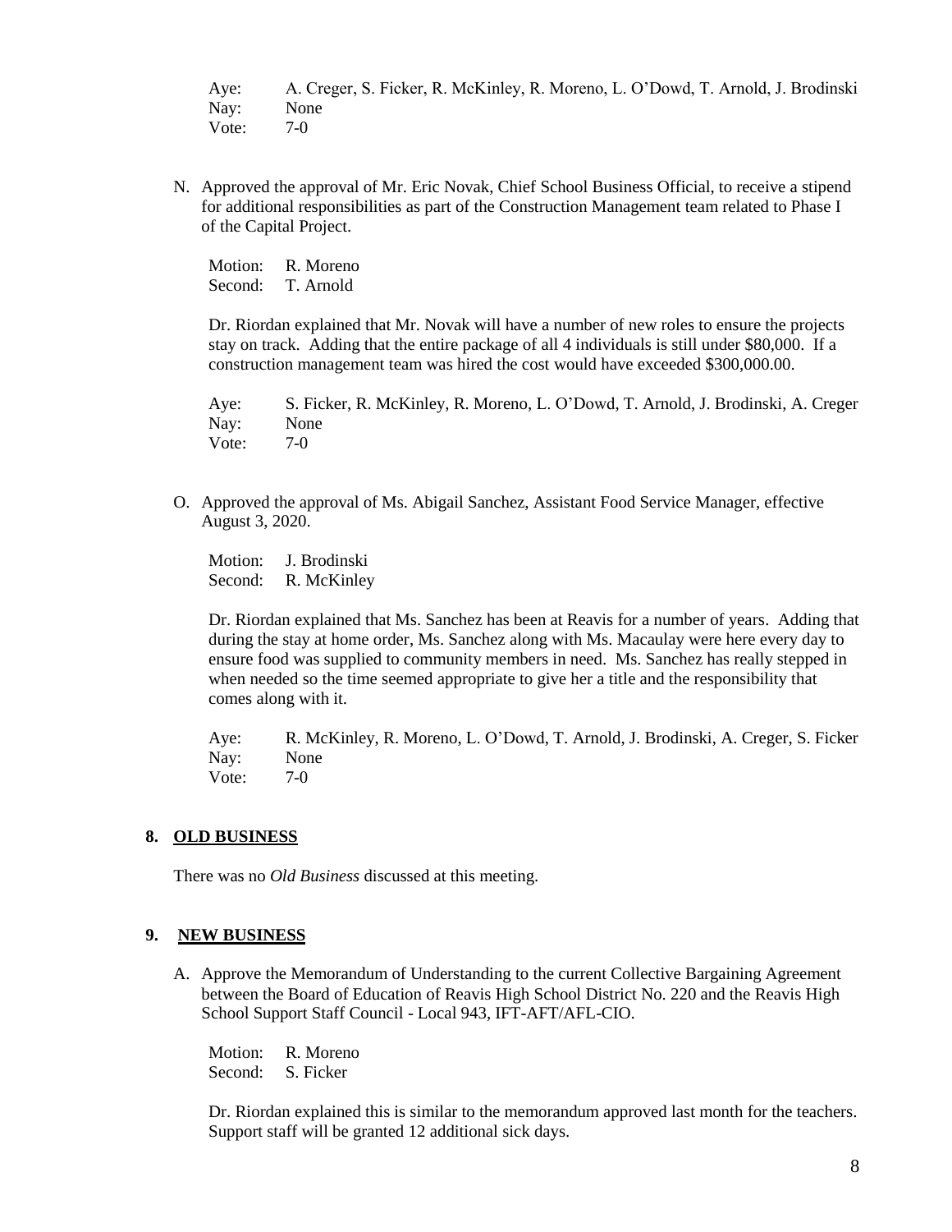Aye: A. Creger, S. Ficker, R. McKinley, R. Moreno, L. O'Dowd, T. Arnold, J. Brodinski
Nay: None
Vote: 7-0

N. Approved the approval of Mr. Eric Novak, Chief School Business Official, to receive a stipend for additional responsibilities as part of the Construction Management team related to Phase I of the Capital Project.

Motion: R. Moreno
Second: T. Arnold

Dr. Riordan explained that Mr. Novak will have a number of new roles to ensure the projects stay on track. Adding that the entire package of all 4 individuals is still under $80,000. If a construction management team was hired the cost would have exceeded $300,000.00.

Aye: S. Ficker, R. McKinley, R. Moreno, L. O'Dowd, T. Arnold, J. Brodinski, A. Creger
Nay: None
Vote: 7-0

O. Approved the approval of Ms. Abigail Sanchez, Assistant Food Service Manager, effective August 3, 2020.

Motion: J. Brodinski
Second: R. McKinley

Dr. Riordan explained that Ms. Sanchez has been at Reavis for a number of years. Adding that during the stay at home order, Ms. Sanchez along with Ms. Macaulay were here every day to ensure food was supplied to community members in need. Ms. Sanchez has really stepped in when needed so the time seemed appropriate to give her a title and the responsibility that comes along with it.

Aye: R. McKinley, R. Moreno, L. O'Dowd, T. Arnold, J. Brodinski, A. Creger, S. Ficker
Nay: None
Vote: 7-0

## 8. OLD BUSINESS

There was no *Old Business* discussed at this meeting.

## 9. NEW BUSINESS

A. Approve the Memorandum of Understanding to the current Collective Bargaining Agreement between the Board of Education of Reavis High School District No. 220 and the Reavis High School Support Staff Council - Local 943, IFT-AFT/AFL-CIO.

Motion: R. Moreno
Second: S. Ficker

Dr. Riordan explained this is similar to the memorandum approved last month for the teachers. Support staff will be granted 12 additional sick days.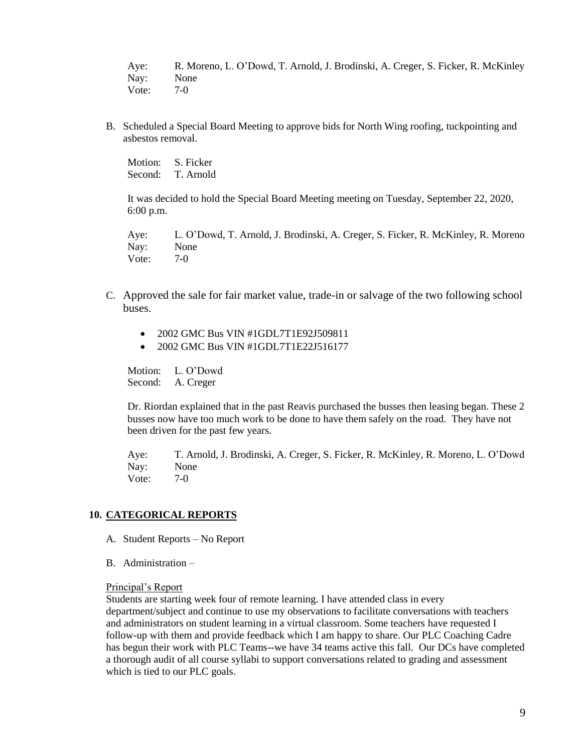Aye: R. Moreno, L. O'Dowd, T. Arnold, J. Brodinski, A. Creger, S. Ficker, R. McKinley
Nay: None
Vote: 7-0

B. Scheduled a Special Board Meeting to approve bids for North Wing roofing, tuckpointing and asbestos removal.

Motion: S. Ficker
Second: T. Arnold

It was decided to hold the Special Board Meeting meeting on Tuesday, September 22, 2020, 6:00 p.m.

Aye: L. O'Dowd, T. Arnold, J. Brodinski, A. Creger, S. Ficker, R. McKinley, R. Moreno
Nay: None
Vote: 7-0

C. Approved the sale for fair market value, trade-in or salvage of the two following school buses.

- 2002 GMC Bus VIN #1GDL7T1E92J509811
- 2002 GMC Bus VIN #1GDL7T1E22J516177

Motion: L. O'Dowd
Second: A. Creger

Dr. Riordan explained that in the past Reavis purchased the busses then leasing began. These 2 busses now have too much work to be done to have them safely on the road. They have not been driven for the past few years.

Aye: T. Arnold, J. Brodinski, A. Creger, S. Ficker, R. McKinley, R. Moreno, L. O'Dowd
Nay: None
Vote: 7-0

## 10. CATEGORICAL REPORTS

A. Student Reports – No Report

B. Administration –

Principal's Report

Students are starting week four of remote learning. I have attended class in every department/subject and continue to use my observations to facilitate conversations with teachers and administrators on student learning in a virtual classroom. Some teachers have requested I follow-up with them and provide feedback which I am happy to share. Our PLC Coaching Cadre has begun their work with PLC Teams--we have 34 teams active this fall. Our DCs have completed a thorough audit of all course syllabi to support conversations related to grading and assessment which is tied to our PLC goals.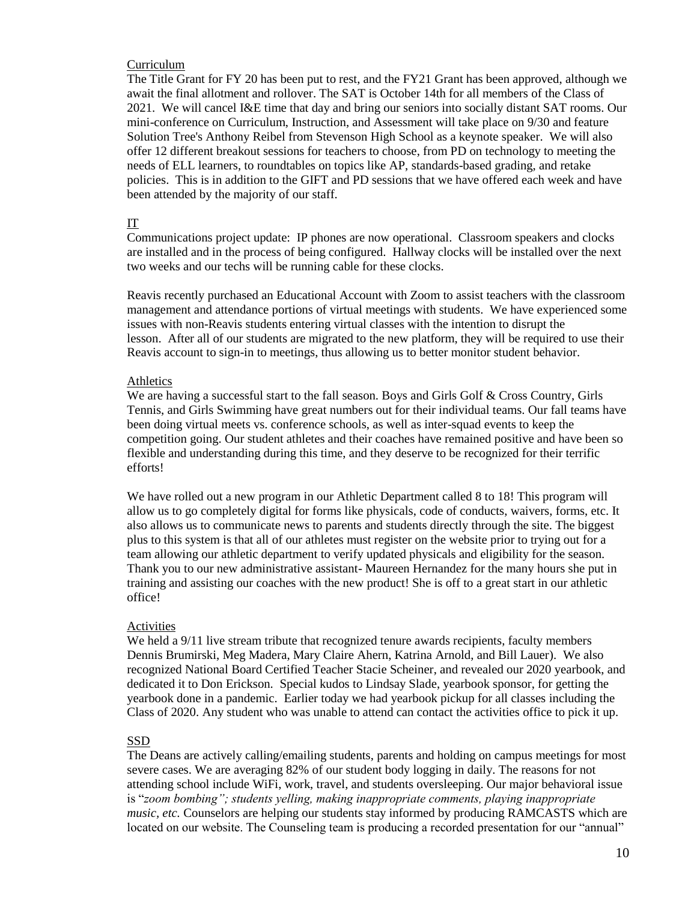Curriculum

The Title Grant for FY 20 has been put to rest, and the FY21 Grant has been approved, although we await the final allotment and rollover. The SAT is October 14th for all members of the Class of 2021. We will cancel I&E time that day and bring our seniors into socially distant SAT rooms. Our mini-conference on Curriculum, Instruction, and Assessment will take place on 9/30 and feature Solution Tree's Anthony Reibel from Stevenson High School as a keynote speaker. We will also offer 12 different breakout sessions for teachers to choose, from PD on technology to meeting the needs of ELL learners, to roundtables on topics like AP, standards-based grading, and retake policies. This is in addition to the GIFT and PD sessions that we have offered each week and have been attended by the majority of our staff.

IT

Communications project update: IP phones are now operational. Classroom speakers and clocks are installed and in the process of being configured. Hallway clocks will be installed over the next two weeks and our techs will be running cable for these clocks.

Reavis recently purchased an Educational Account with Zoom to assist teachers with the classroom management and attendance portions of virtual meetings with students. We have experienced some issues with non-Reavis students entering virtual classes with the intention to disrupt the lesson. After all of our students are migrated to the new platform, they will be required to use their Reavis account to sign-in to meetings, thus allowing us to better monitor student behavior.

Athletics

We are having a successful start to the fall season. Boys and Girls Golf & Cross Country, Girls Tennis, and Girls Swimming have great numbers out for their individual teams. Our fall teams have been doing virtual meets vs. conference schools, as well as inter-squad events to keep the competition going. Our student athletes and their coaches have remained positive and have been so flexible and understanding during this time, and they deserve to be recognized for their terrific efforts!

We have rolled out a new program in our Athletic Department called 8 to 18! This program will allow us to go completely digital for forms like physicals, code of conducts, waivers, forms, etc. It also allows us to communicate news to parents and students directly through the site. The biggest plus to this system is that all of our athletes must register on the website prior to trying out for a team allowing our athletic department to verify updated physicals and eligibility for the season. Thank you to our new administrative assistant- Maureen Hernandez for the many hours she put in training and assisting our coaches with the new product! She is off to a great start in our athletic office!

Activities

We held a 9/11 live stream tribute that recognized tenure awards recipients, faculty members Dennis Brumirski, Meg Madera, Mary Claire Ahern, Katrina Arnold, and Bill Lauer). We also recognized National Board Certified Teacher Stacie Scheiner, and revealed our 2020 yearbook, and dedicated it to Don Erickson. Special kudos to Lindsay Slade, yearbook sponsor, for getting the yearbook done in a pandemic. Earlier today we had yearbook pickup for all classes including the Class of 2020. Any student who was unable to attend can contact the activities office to pick it up.

SSD

The Deans are actively calling/emailing students, parents and holding on campus meetings for most severe cases. We are averaging 82% of our student body logging in daily. The reasons for not attending school include WiFi, work, travel, and students oversleeping. Our major behavioral issue is "*zoom bombing"; students yelling, making inappropriate comments, playing inappropriate music, etc.* Counselors are helping our students stay informed by producing RAMCASTS which are located on our website. The Counseling team is producing a recorded presentation for our "annual"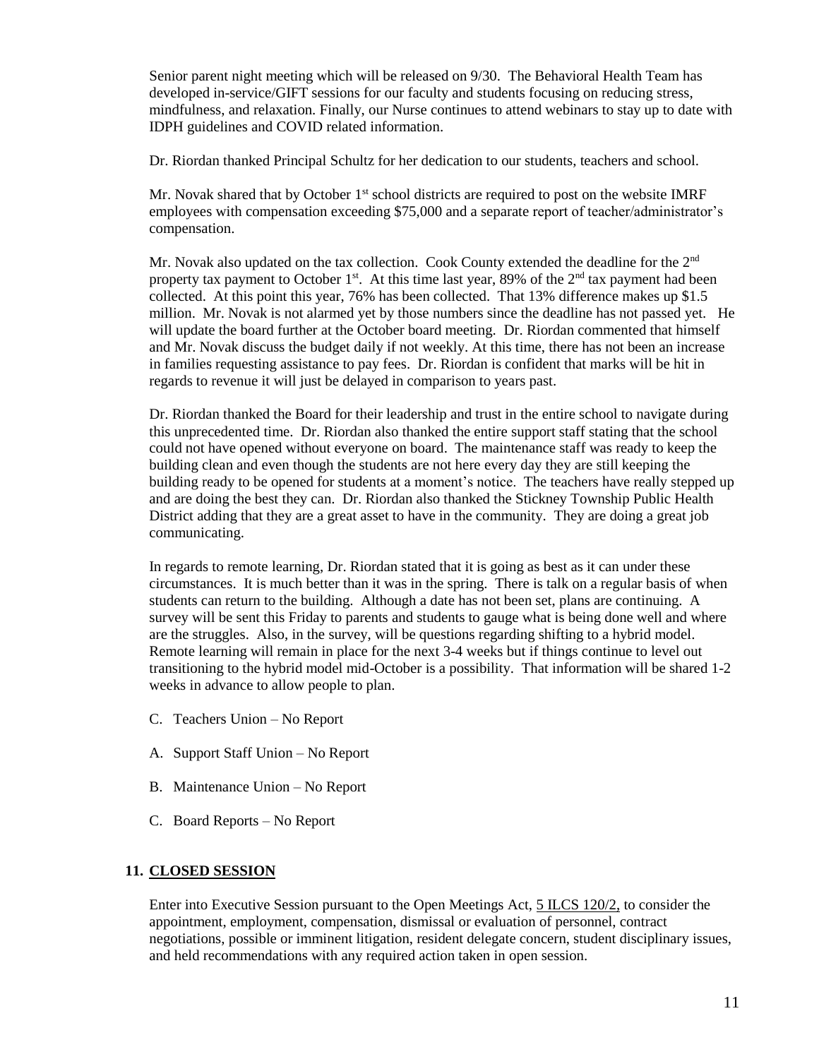Senior parent night meeting which will be released on 9/30. The Behavioral Health Team has developed in-service/GIFT sessions for our faculty and students focusing on reducing stress, mindfulness, and relaxation. Finally, our Nurse continues to attend webinars to stay up to date with IDPH guidelines and COVID related information.

Dr. Riordan thanked Principal Schultz for her dedication to our students, teachers and school.

Mr. Novak shared that by October 1st school districts are required to post on the website IMRF employees with compensation exceeding $75,000 and a separate report of teacher/administrator's compensation.

Mr. Novak also updated on the tax collection. Cook County extended the deadline for the 2nd property tax payment to October 1st. At this time last year, 89% of the 2nd tax payment had been collected. At this point this year, 76% has been collected. That 13% difference makes up $1.5 million. Mr. Novak is not alarmed yet by those numbers since the deadline has not passed yet. He will update the board further at the October board meeting. Dr. Riordan commented that himself and Mr. Novak discuss the budget daily if not weekly. At this time, there has not been an increase in families requesting assistance to pay fees. Dr. Riordan is confident that marks will be hit in regards to revenue it will just be delayed in comparison to years past.

Dr. Riordan thanked the Board for their leadership and trust in the entire school to navigate during this unprecedented time. Dr. Riordan also thanked the entire support staff stating that the school could not have opened without everyone on board. The maintenance staff was ready to keep the building clean and even though the students are not here every day they are still keeping the building ready to be opened for students at a moment's notice. The teachers have really stepped up and are doing the best they can. Dr. Riordan also thanked the Stickney Township Public Health District adding that they are a great asset to have in the community. They are doing a great job communicating.

In regards to remote learning, Dr. Riordan stated that it is going as best as it can under these circumstances. It is much better than it was in the spring. There is talk on a regular basis of when students can return to the building. Although a date has not been set, plans are continuing. A survey will be sent this Friday to parents and students to gauge what is being done well and where are the struggles. Also, in the survey, will be questions regarding shifting to a hybrid model. Remote learning will remain in place for the next 3-4 weeks but if things continue to level out transitioning to the hybrid model mid-October is a possibility. That information will be shared 1-2 weeks in advance to allow people to plan.

C. Teachers Union – No Report

A. Support Staff Union – No Report

B. Maintenance Union – No Report

C. Board Reports – No Report

## 11. CLOSED SESSION

Enter into Executive Session pursuant to the Open Meetings Act, 5 ILCS 120/2, to consider the appointment, employment, compensation, dismissal or evaluation of personnel, contract negotiations, possible or imminent litigation, resident delegate concern, student disciplinary issues, and held recommendations with any required action taken in open session.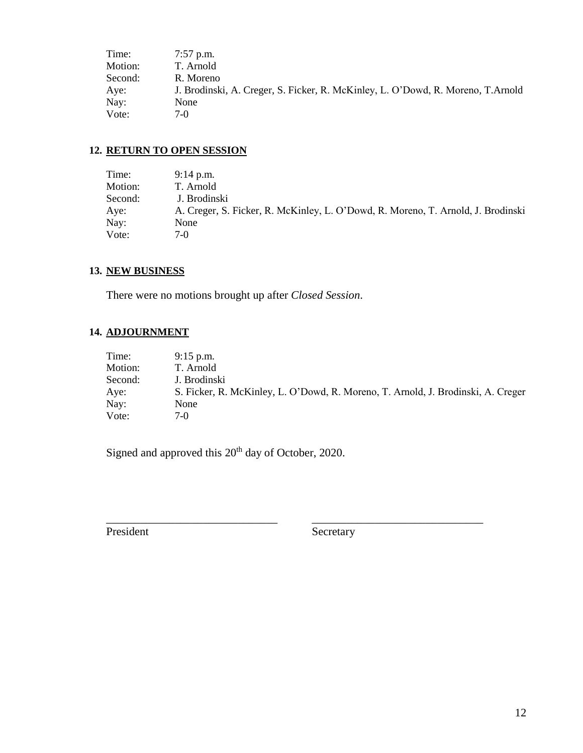| | |
|---|---|
| Time: | 7:57 p.m. |
| Motion: | T. Arnold |
| Second: | R. Moreno |
| Aye: | J. Brodinski, A. Creger, S. Ficker, R. McKinley, L. O'Dowd, R. Moreno, T.Arnold |
| Nay: | None |
| Vote: | 7-0 |

## 12. RETURN TO OPEN SESSION

| | |
|---|---|
| Time: | 9:14 p.m. |
| Motion: | T. Arnold |
| Second: | J. Brodinski |
| Aye: | A. Creger, S. Ficker, R. McKinley, L. O'Dowd, R. Moreno, T. Arnold, J. Brodinski |
| Nay: | None |
| Vote: | 7-0 |

## 13. NEW BUSINESS

There were no motions brought up after *Closed Session.*

## 14. ADJOURNMENT

| | |
|---|---|
| Time: | 9:15 p.m. |
| Motion: | T. Arnold |
| Second: | J. Brodinski |
| Aye: | S. Ficker, R. McKinley, L. O'Dowd, R. Moreno, T. Arnold, J. Brodinski, A. Creger |
| Nay: | None |
| Vote: | 7-0 |

Signed and approved this 20th day of October, 2020.

______________________________ ______________________________

President Secretary